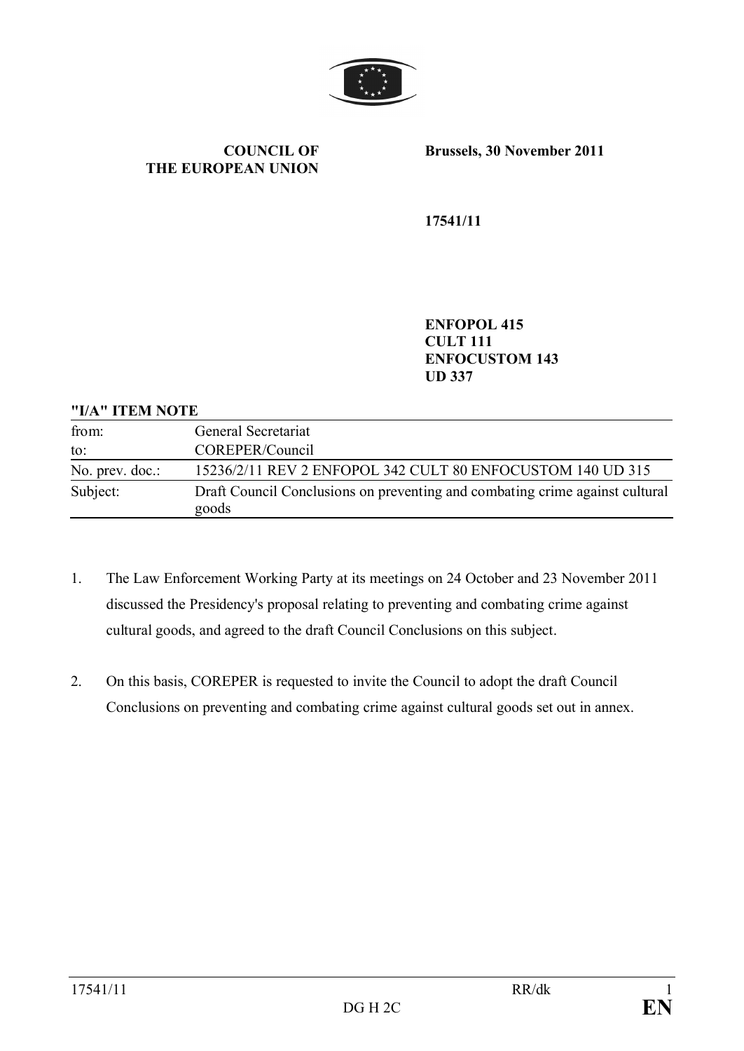**COUNCIL OF THE EUROPEAN UNION**

**Brussels, 30 November 2011**

**17541/11**

**ENFOPOL 415**
**CULT 111**
**ENFOCUSTOM 143**
**UD 337**

**"I/A" ITEM NOTE**

| | |
|---|---|
| from: | General Secretariat |
| to: | COREPER/Council |
| No. prev. doc.: | 15236/2/11 REV 2 ENFOPOL 342 CULT 80 ENFOCUSTOM 140 UD 315 |
| Subject: | Draft Council Conclusions on preventing and combating crime against cultural goods |

1. The Law Enforcement Working Party at its meetings on 24 October and 23 November 2011 discussed the Presidency's proposal relating to preventing and combating crime against cultural goods, and agreed to the draft Council Conclusions on this subject.

2. On this basis, COREPER is requested to invite the Council to adopt the draft Council Conclusions on preventing and combating crime against cultural goods set out in annex.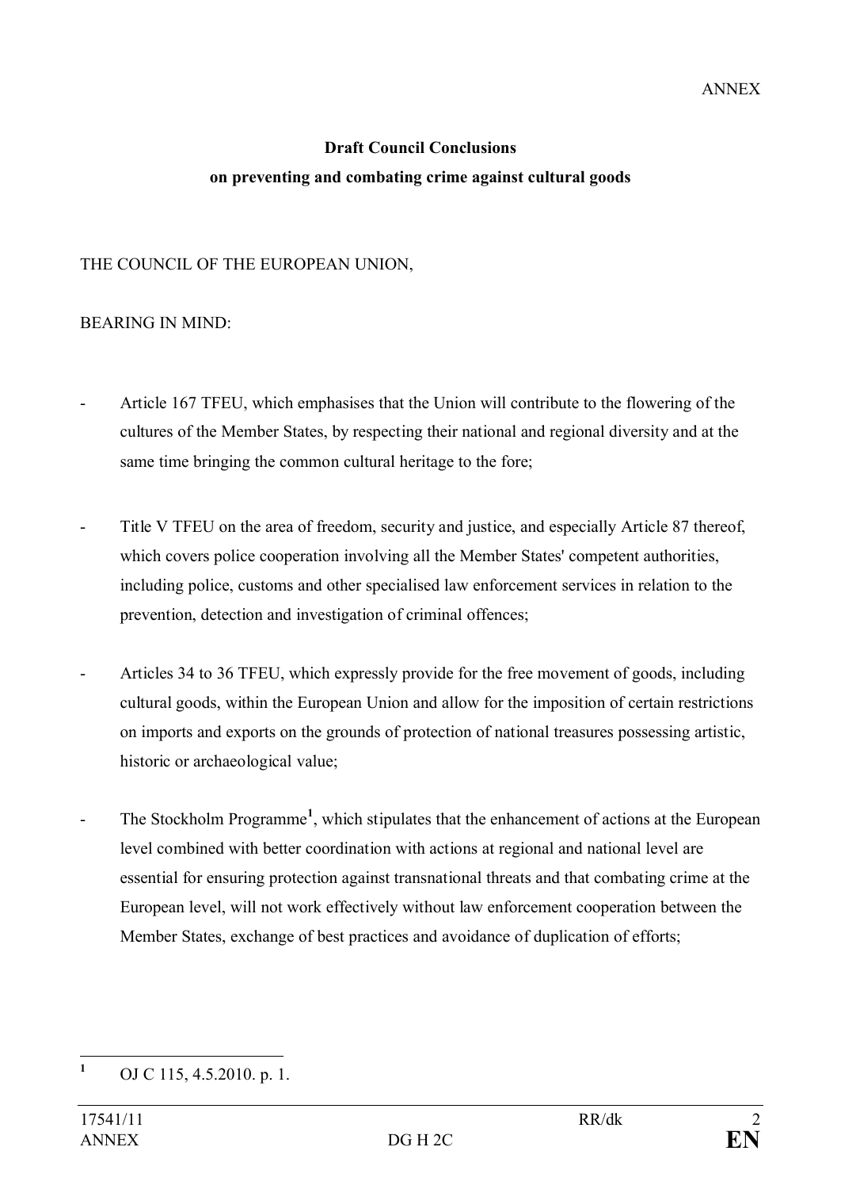ANNEX

**Draft Council Conclusions**
**on preventing and combating crime against cultural goods**

THE COUNCIL OF THE EUROPEAN UNION,

BEARING IN MIND:

- Article 167 TFEU, which emphasises that the Union will contribute to the flowering of the cultures of the Member States, by respecting their national and regional diversity and at the same time bringing the common cultural heritage to the fore;

- Title V TFEU on the area of freedom, security and justice, and especially Article 87 thereof, which covers police cooperation involving all the Member States' competent authorities, including police, customs and other specialised law enforcement services in relation to the prevention, detection and investigation of criminal offences;

- Articles 34 to 36 TFEU, which expressly provide for the free movement of goods, including cultural goods, within the European Union and allow for the imposition of certain restrictions on imports and exports on the grounds of protection of national treasures possessing artistic, historic or archaeological value;

- The Stockholm Programme[1], which stipulates that the enhancement of actions at the European level combined with better coordination with actions at regional and national level are essential for ensuring protection against transnational threats and that combating crime at the European level, will not work effectively without law enforcement cooperation between the Member States, exchange of best practices and avoidance of duplication of efforts;

[1] OJ C 115, 4.5.2010. p. 1.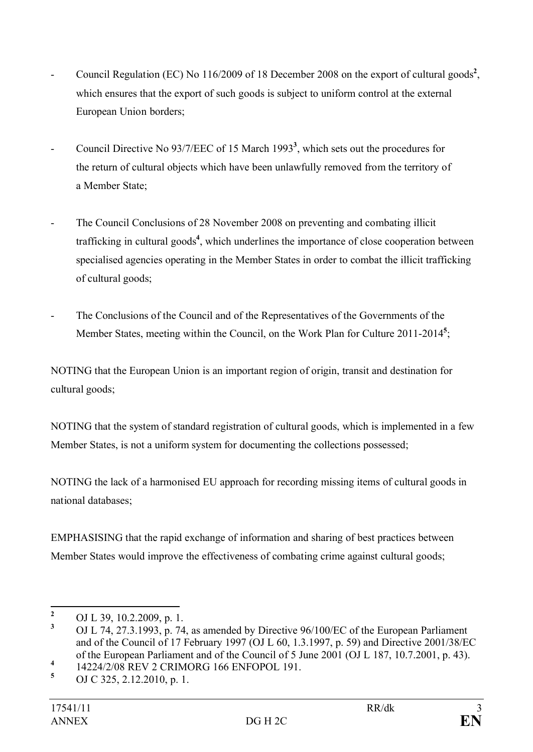- Council Regulation (EC) No 116/2009 of 18 December 2008 on the export of cultural goods[2], which ensures that the export of such goods is subject to uniform control at the external European Union borders;

- Council Directive No 93/7/EEC of 15 March 1993[3], which sets out the procedures for the return of cultural objects which have been unlawfully removed from the territory of a Member State;

- The Council Conclusions of 28 November 2008 on preventing and combating illicit trafficking in cultural goods[4], which underlines the importance of close cooperation between specialised agencies operating in the Member States in order to combat the illicit trafficking of cultural goods;

- The Conclusions of the Council and of the Representatives of the Governments of the Member States, meeting within the Council, on the Work Plan for Culture 2011-2014[5];

NOTING that the European Union is an important region of origin, transit and destination for cultural goods;

NOTING that the system of standard registration of cultural goods, which is implemented in a few Member States, is not a uniform system for documenting the collections possessed;

NOTING the lack of a harmonised EU approach for recording missing items of cultural goods in national databases;

EMPHASISING that the rapid exchange of information and sharing of best practices between Member States would improve the effectiveness of combating crime against cultural goods;

---

[2] OJ L 39, 10.2.2009, p. 1.

[3] OJ L 74, 27.3.1993, p. 74, as amended by Directive 96/100/EC of the European Parliament and of the Council of 17 February 1997 (OJ L 60, 1.3.1997, p. 59) and Directive 2001/38/EC of the European Parliament and of the Council of 5 June 2001 (OJ L 187, 10.7.2001, p. 43).

[4] 14224/2/08 REV 2 CRIMORG 166 ENFOPOL 191.

[5] OJ C 325, 2.12.2010, p. 1.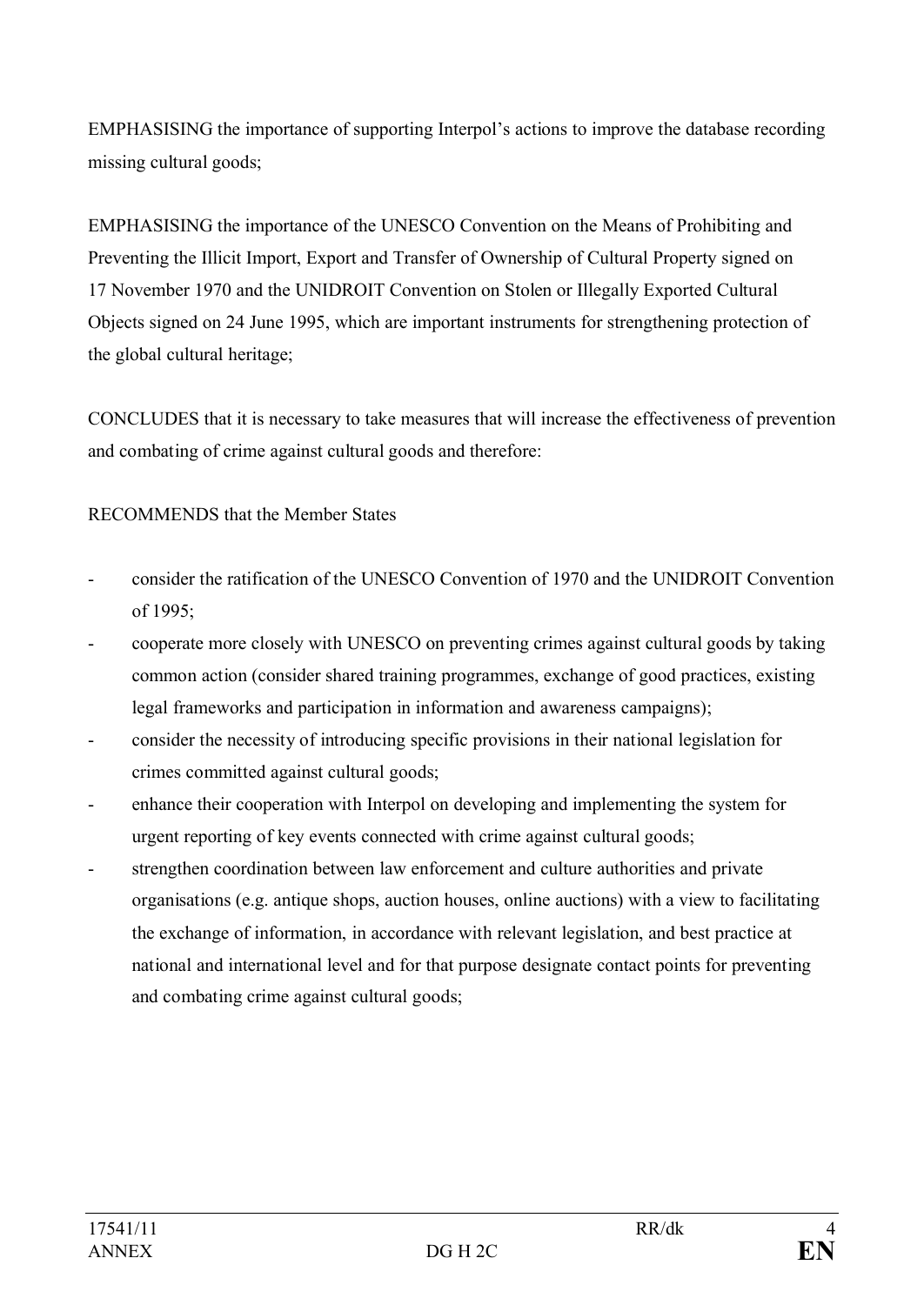EMPHASISING the importance of supporting Interpol's actions to improve the database recording missing cultural goods;

EMPHASISING the importance of the UNESCO Convention on the Means of Prohibiting and Preventing the Illicit Import, Export and Transfer of Ownership of Cultural Property signed on 17 November 1970 and the UNIDROIT Convention on Stolen or Illegally Exported Cultural Objects signed on 24 June 1995, which are important instruments for strengthening protection of the global cultural heritage;

CONCLUDES that it is necessary to take measures that will increase the effectiveness of prevention and combating of crime against cultural goods and therefore:

RECOMMENDS that the Member States

- consider the ratification of the UNESCO Convention of 1970 and the UNIDROIT Convention of 1995;
- cooperate more closely with UNESCO on preventing crimes against cultural goods by taking common action (consider shared training programmes, exchange of good practices, existing legal frameworks and participation in information and awareness campaigns);
- consider the necessity of introducing specific provisions in their national legislation for crimes committed against cultural goods;
- enhance their cooperation with Interpol on developing and implementing the system for urgent reporting of key events connected with crime against cultural goods;
- strengthen coordination between law enforcement and culture authorities and private organisations (e.g. antique shops, auction houses, online auctions) with a view to facilitating the exchange of information, in accordance with relevant legislation, and best practice at national and international level and for that purpose designate contact points for preventing and combating crime against cultural goods;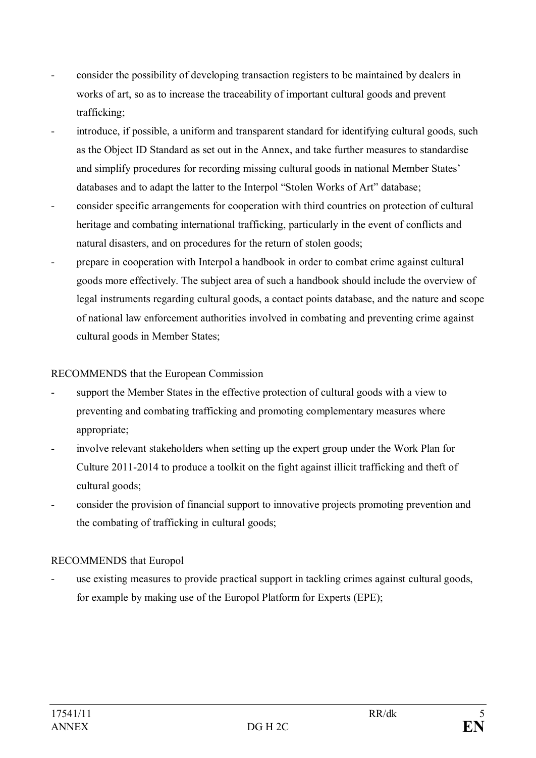- consider the possibility of developing transaction registers to be maintained by dealers in works of art, so as to increase the traceability of important cultural goods and prevent trafficking;
- introduce, if possible, a uniform and transparent standard for identifying cultural goods, such as the Object ID Standard as set out in the Annex, and take further measures to standardise and simplify procedures for recording missing cultural goods in national Member States' databases and to adapt the latter to the Interpol "Stolen Works of Art" database;
- consider specific arrangements for cooperation with third countries on protection of cultural heritage and combating international trafficking, particularly in the event of conflicts and natural disasters, and on procedures for the return of stolen goods;
- prepare in cooperation with Interpol a handbook in order to combat crime against cultural goods more effectively. The subject area of such a handbook should include the overview of legal instruments regarding cultural goods, a contact points database, and the nature and scope of national law enforcement authorities involved in combating and preventing crime against cultural goods in Member States;

RECOMMENDS that the European Commission

- support the Member States in the effective protection of cultural goods with a view to preventing and combating trafficking and promoting complementary measures where appropriate;
- involve relevant stakeholders when setting up the expert group under the Work Plan for Culture 2011-2014 to produce a toolkit on the fight against illicit trafficking and theft of cultural goods;
- consider the provision of financial support to innovative projects promoting prevention and the combating of trafficking in cultural goods;

RECOMMENDS that Europol

- use existing measures to provide practical support in tackling crimes against cultural goods, for example by making use of the Europol Platform for Experts (EPE);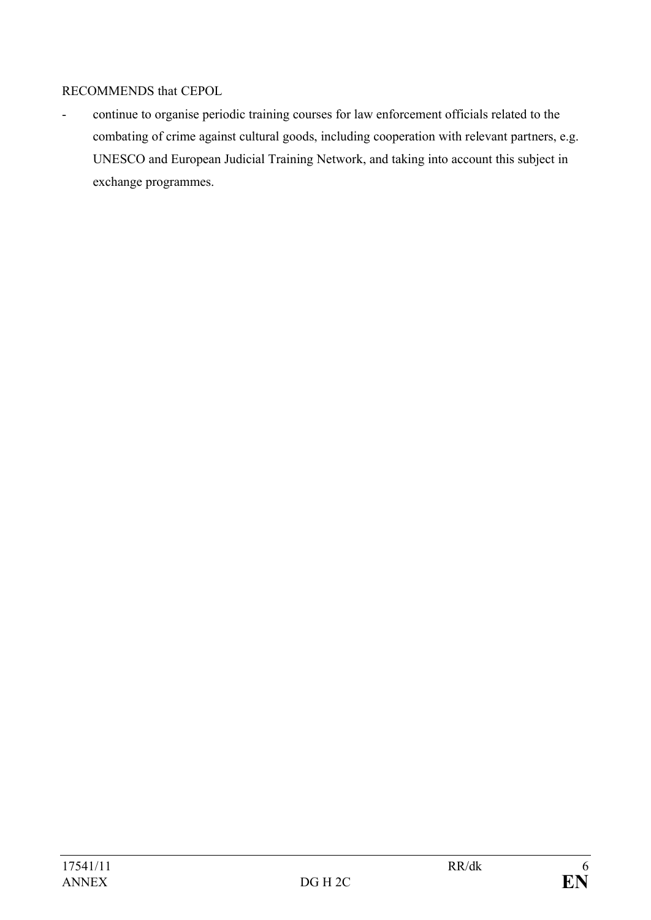RECOMMENDS that CEPOL

- continue to organise periodic training courses for law enforcement officials related to the combating of crime against cultural goods, including cooperation with relevant partners, e.g. UNESCO and European Judicial Training Network, and taking into account this subject in exchange programmes.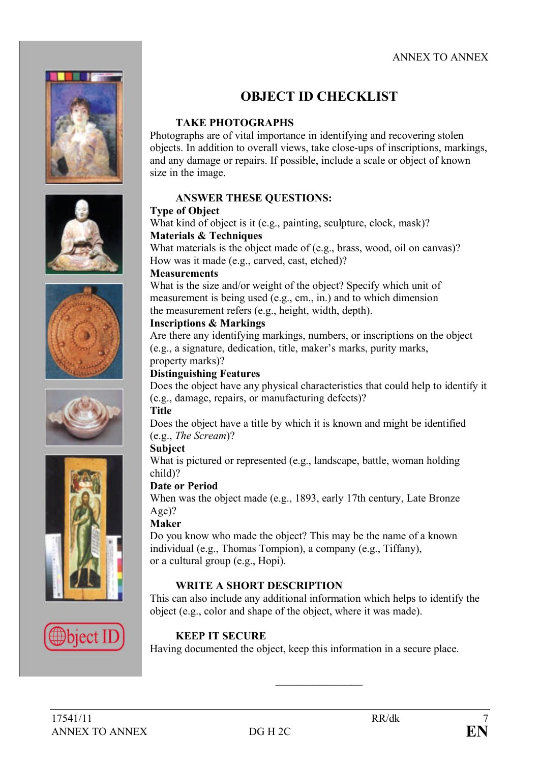ANNEX TO ANNEX

# OBJECT ID CHECKLIST

## TAKE PHOTOGRAPHS

Photographs are of vital importance in identifying and recovering stolen objects. In addition to overall views, take close-ups of inscriptions, markings, and any damage or repairs. If possible, include a scale or object of known size in the image.

## ANSWER THESE QUESTIONS:

**Type of Object**
What kind of object is it (e.g., painting, sculpture, clock, mask)?

**Materials & Techniques**
What materials is the object made of (e.g., brass, wood, oil on canvas)? How was it made (e.g., carved, cast, etched)?

**Measurements**
What is the size and/or weight of the object? Specify which unit of measurement is being used (e.g., cm., in.) and to which dimension the measurement refers (e.g., height, width, depth).

**Inscriptions & Markings**
Are there any identifying markings, numbers, or inscriptions on the object (e.g., a signature, dedication, title, maker's marks, purity marks, property marks)?

**Distinguishing Features**
Does the object have any physical characteristics that could help to identify it (e.g., damage, repairs, or manufacturing defects)?

**Title**
Does the object have a title by which it is known and might be identified (e.g., *The Scream*)?

**Subject**
What is pictured or represented (e.g., landscape, battle, woman holding child)?

**Date or Period**
When was the object made (e.g., 1893, early 17th century, Late Bronze Age)?

**Maker**
Do you know who made the object? This may be the name of a known individual (e.g., Thomas Tompion), a company (e.g., Tiffany), or a cultural group (e.g., Hopi).

## WRITE A SHORT DESCRIPTION

This can also include any additional information which helps to identify the object (e.g., color and shape of the object, where it was made).

## KEEP IT SECURE

Having documented the object, keep this information in a secure place.

Object ID

---